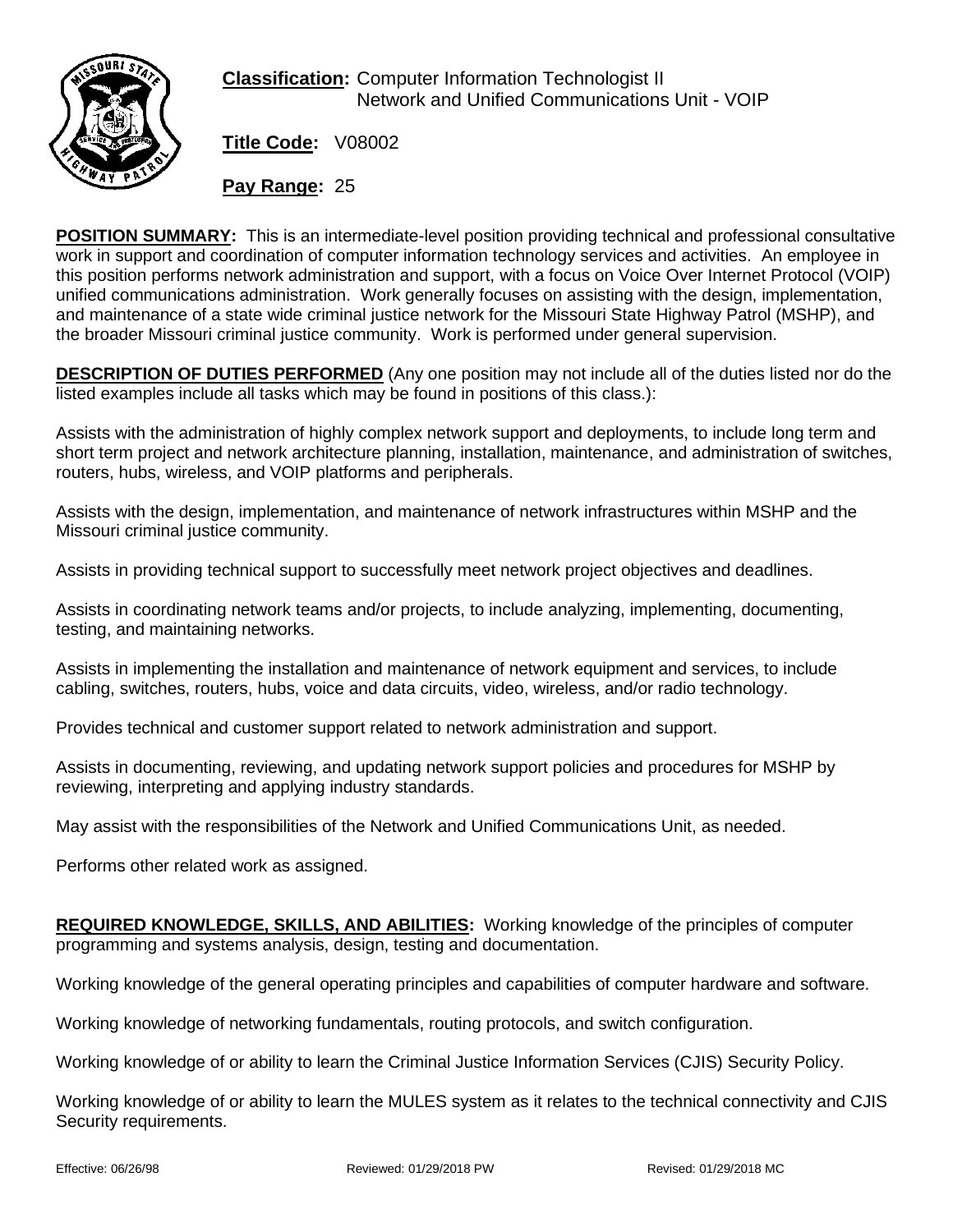**Classification:** Computer Information Technologist II
Network and Unified Communications Unit - VOIP

**Title Code:** V08002

**Pay Range:** 25

**POSITION SUMMARY:** This is an intermediate-level position providing technical and professional consultative work in support and coordination of computer information technology services and activities. An employee in this position performs network administration and support, with a focus on Voice Over Internet Protocol (VOIP) unified communications administration. Work generally focuses on assisting with the design, implementation, and maintenance of a state wide criminal justice network for the Missouri State Highway Patrol (MSHP), and the broader Missouri criminal justice community. Work is performed under general supervision.

**DESCRIPTION OF DUTIES PERFORMED** (Any one position may not include all of the duties listed nor do the listed examples include all tasks which may be found in positions of this class.):

Assists with the administration of highly complex network support and deployments, to include long term and short term project and network architecture planning, installation, maintenance, and administration of switches, routers, hubs, wireless, and VOIP platforms and peripherals.

Assists with the design, implementation, and maintenance of network infrastructures within MSHP and the Missouri criminal justice community.

Assists in providing technical support to successfully meet network project objectives and deadlines.

Assists in coordinating network teams and/or projects, to include analyzing, implementing, documenting, testing, and maintaining networks.

Assists in implementing the installation and maintenance of network equipment and services, to include cabling, switches, routers, hubs, voice and data circuits, video, wireless, and/or radio technology.

Provides technical and customer support related to network administration and support.

Assists in documenting, reviewing, and updating network support policies and procedures for MSHP by reviewing, interpreting and applying industry standards.

May assist with the responsibilities of the Network and Unified Communications Unit, as needed.

Performs other related work as assigned.

**REQUIRED KNOWLEDGE, SKILLS, AND ABILITIES:** Working knowledge of the principles of computer programming and systems analysis, design, testing and documentation.

Working knowledge of the general operating principles and capabilities of computer hardware and software.

Working knowledge of networking fundamentals, routing protocols, and switch configuration.

Working knowledge of or ability to learn the Criminal Justice Information Services (CJIS) Security Policy.

Working knowledge of or ability to learn the MULES system as it relates to the technical connectivity and CJIS Security requirements.

Effective: 06/26/98 Reviewed: 01/29/2018 PW Revised: 01/29/2018 MC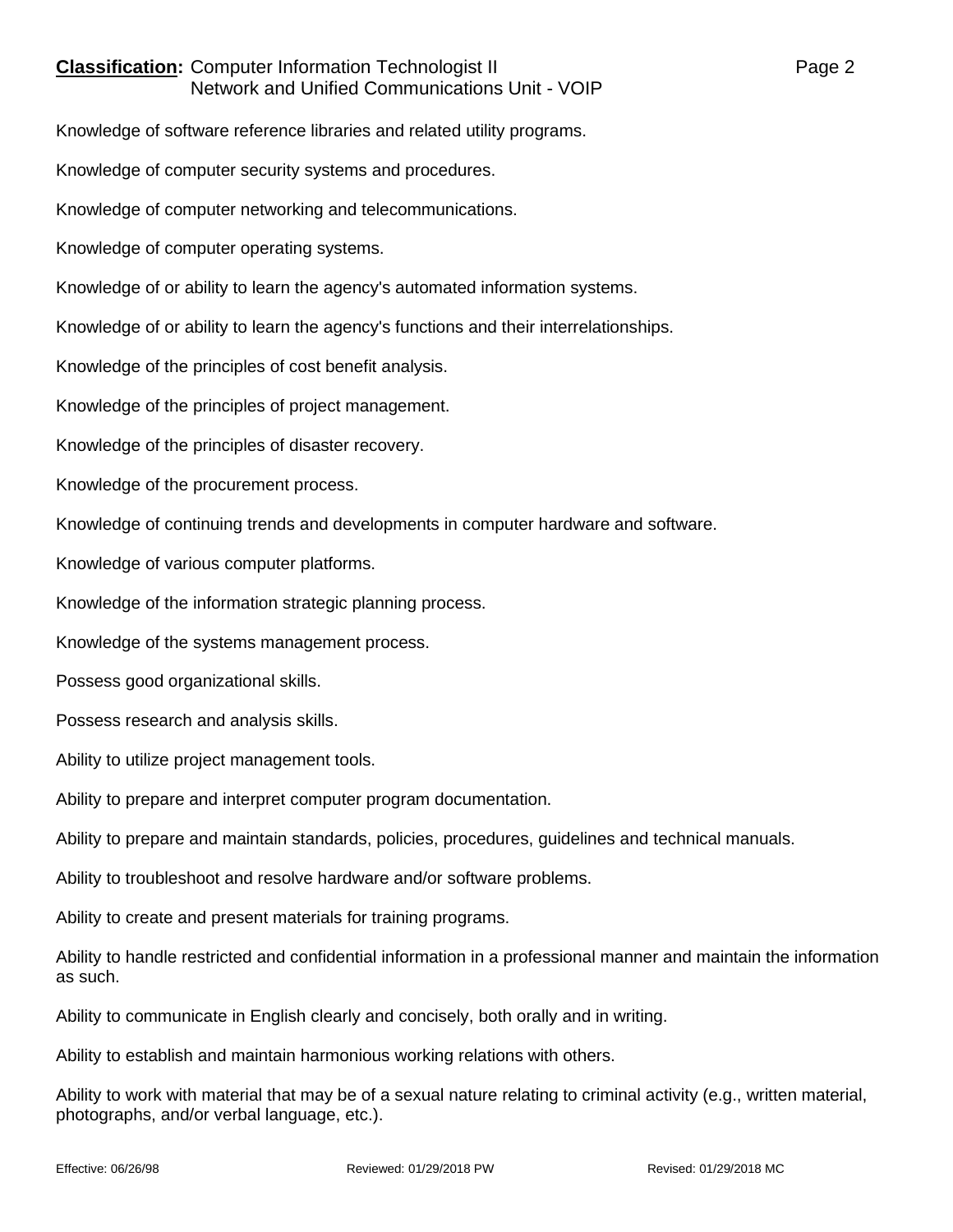Knowledge of software reference libraries and related utility programs.

Knowledge of computer security systems and procedures.

Knowledge of computer networking and telecommunications.

Knowledge of computer operating systems.

Knowledge of or ability to learn the agency's automated information systems.

Knowledge of or ability to learn the agency's functions and their interrelationships.

Knowledge of the principles of cost benefit analysis.

Knowledge of the principles of project management.

Knowledge of the principles of disaster recovery.

Knowledge of the procurement process.

Knowledge of continuing trends and developments in computer hardware and software.

Knowledge of various computer platforms.

Knowledge of the information strategic planning process.

Knowledge of the systems management process.

Possess good organizational skills.

Possess research and analysis skills.

Ability to utilize project management tools.

Ability to prepare and interpret computer program documentation.

Ability to prepare and maintain standards, policies, procedures, guidelines and technical manuals.

Ability to troubleshoot and resolve hardware and/or software problems.

Ability to create and present materials for training programs.

Ability to handle restricted and confidential information in a professional manner and maintain the information as such.

Ability to communicate in English clearly and concisely, both orally and in writing.

Ability to establish and maintain harmonious working relations with others.

Ability to work with material that may be of a sexual nature relating to criminal activity (e.g., written material, photographs, and/or verbal language, etc.).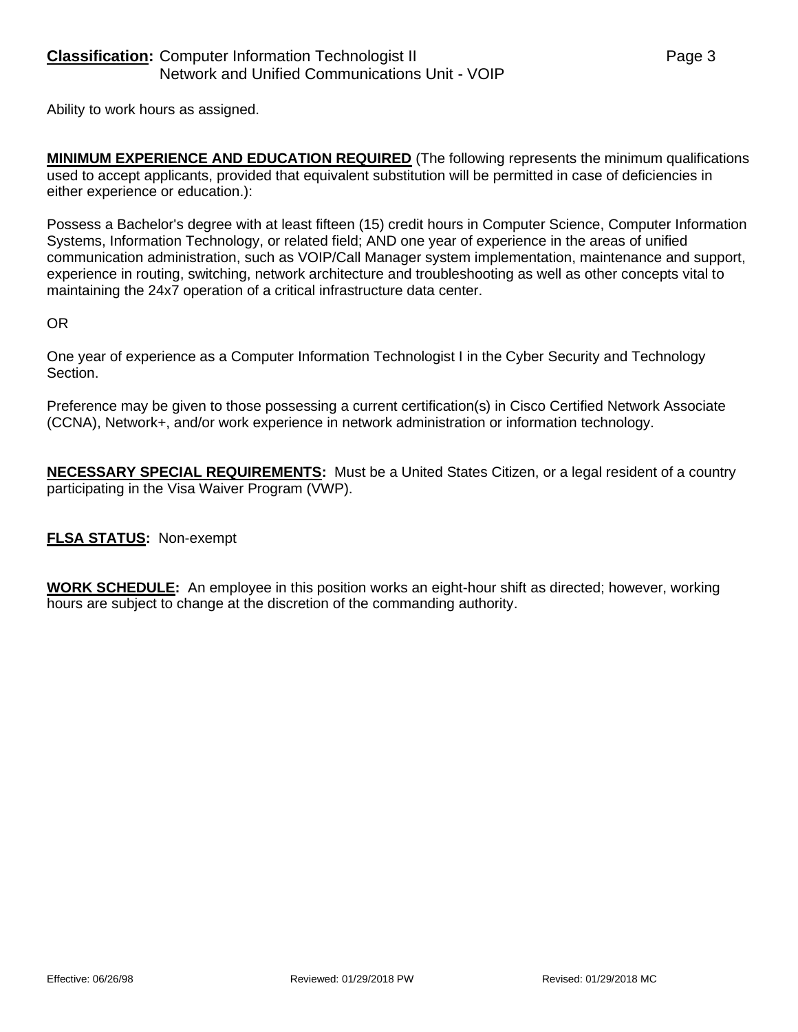Ability to work hours as assigned.

**MINIMUM EXPERIENCE AND EDUCATION REQUIRED** (The following represents the minimum qualifications used to accept applicants, provided that equivalent substitution will be permitted in case of deficiencies in either experience or education.):

Possess a Bachelor's degree with at least fifteen (15) credit hours in Computer Science, Computer Information Systems, Information Technology, or related field; AND one year of experience in the areas of unified communication administration, such as VOIP/Call Manager system implementation, maintenance and support, experience in routing, switching, network architecture and troubleshooting as well as other concepts vital to maintaining the 24x7 operation of a critical infrastructure data center.

OR

One year of experience as a Computer Information Technologist I in the Cyber Security and Technology Section.

Preference may be given to those possessing a current certification(s) in Cisco Certified Network Associate (CCNA), Network+, and/or work experience in network administration or information technology.

**NECESSARY SPECIAL REQUIREMENTS:** Must be a United States Citizen, or a legal resident of a country participating in the Visa Waiver Program (VWP).

**FLSA STATUS:** Non-exempt

**WORK SCHEDULE:** An employee in this position works an eight-hour shift as directed; however, working hours are subject to change at the discretion of the commanding authority.

Effective: 06/26/98 Reviewed: 01/29/2018 PW Revised: 01/29/2018 MC